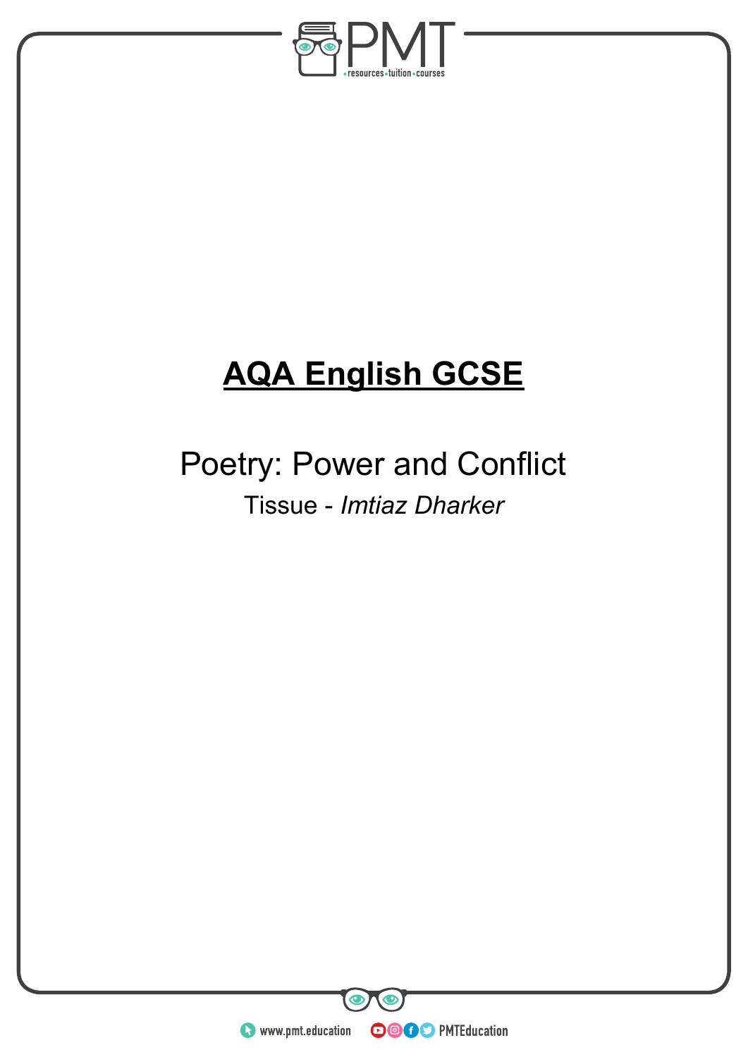# AQA English GCSE

## Poetry: Power and Conflict

Tissue - *Imtiaz Dharker*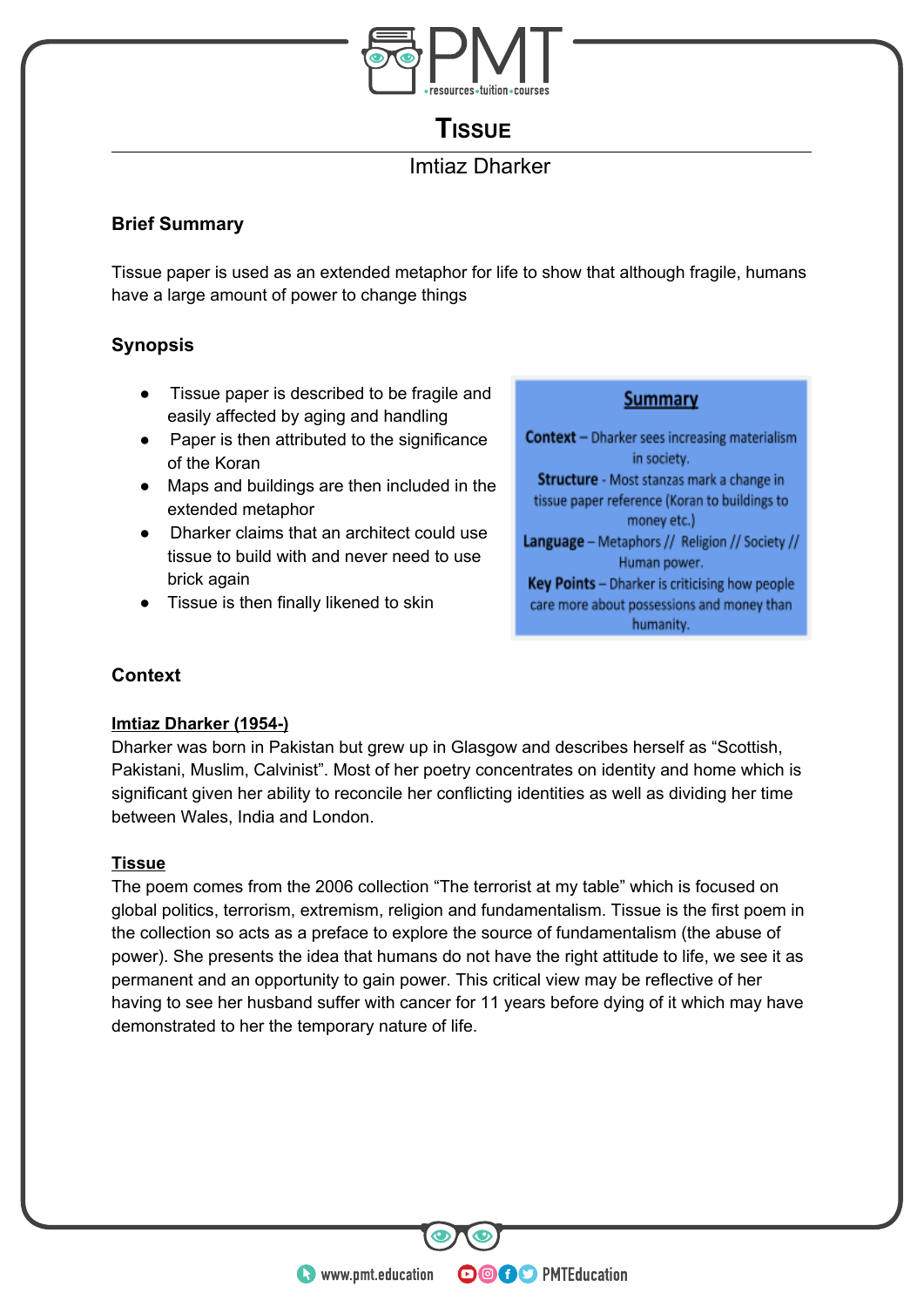# Tissue

Imtiaz Dharker

## Brief Summary

Tissue paper is used as an extended metaphor for life to show that although fragile, humans have a large amount of power to change things

## Synopsis

- Tissue paper is described to be fragile and easily affected by aging and handling
- Paper is then attributed to the significance of the Koran
- Maps and buildings are then included in the extended metaphor
- Dharker claims that an architect could use tissue to build with and never need to use brick again
- Tissue is then finally likened to skin

**Summary**

**Context** – Dharker sees increasing materialism in society.

**Structure** - Most stanzas mark a change in tissue paper reference (Koran to buildings to money etc.)

**Language** – Metaphors // Religion // Society // Human power.

**Key Points** – Dharker is criticising how people care more about possessions and money than humanity.

## Context

**Imtiaz Dharker (1954-)**

Dharker was born in Pakistan but grew up in Glasgow and describes herself as "Scottish, Pakistani, Muslim, Calvinist". Most of her poetry concentrates on identity and home which is significant given her ability to reconcile her conflicting identities as well as dividing her time between Wales, India and London.

**Tissue**

The poem comes from the 2006 collection "The terrorist at my table" which is focused on global politics, terrorism, extremism, religion and fundamentalism. Tissue is the first poem in the collection so acts as a preface to explore the source of fundamentalism (the abuse of power). She presents the idea that humans do not have the right attitude to life, we see it as permanent and an opportunity to gain power. This critical view may be reflective of her having to see her husband suffer with cancer for 11 years before dying of it which may have demonstrated to her the temporary nature of life.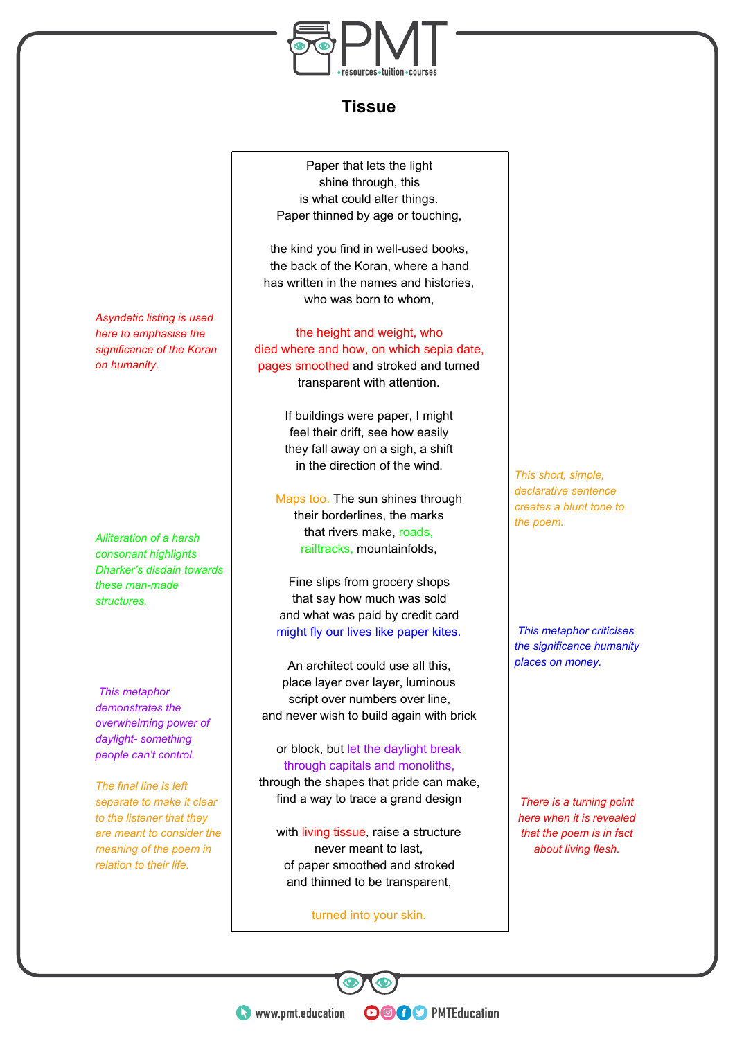# Tissue

Paper that lets the light
shine through, this
is what could alter things.
Paper thinned by age or touching,

the kind you find in well-used books,
the back of the Koran, where a hand
has written in the names and histories,
who was born to whom,

the height and weight, who
died where and how, on which sepia date,
pages smoothed and stroked and turned
transparent with attention.

*Asyndetic listing is used here to emphasise the significance of the Koran on humanity.*

If buildings were paper, I might
feel their drift, see how easily
they fall away on a sigh, a shift
in the direction of the wind.

Maps too. The sun shines through
their borderlines, the marks
that rivers make, roads,
railtracks, mountainfolds,

*This short, simple, declarative sentence creates a blunt tone to the poem.*

*Alliteration of a harsh consonant highlights Dharker's disdain towards these man-made structures.*

Fine slips from grocery shops
that say how much was sold
and what was paid by credit card
might fly our lives like paper kites.

*This metaphor criticises the significance humanity places on money.*

An architect could use all this,
place layer over layer, luminous
script over numbers over line,
and never wish to build again with brick

or block, but let the daylight break
through capitals and monoliths,
through the shapes that pride can make,
find a way to trace a grand design

*This metaphor demonstrates the overwhelming power of daylight- something people can't control.*

with living tissue, raise a structure
never meant to last,
of paper smoothed and stroked
and thinned to be transparent,

*There is a turning point here when it is revealed that the poem is in fact about living flesh.*

turned into your skin.

*The final line is left separate to make it clear to the listener that they are meant to consider the meaning of the poem in relation to their life.*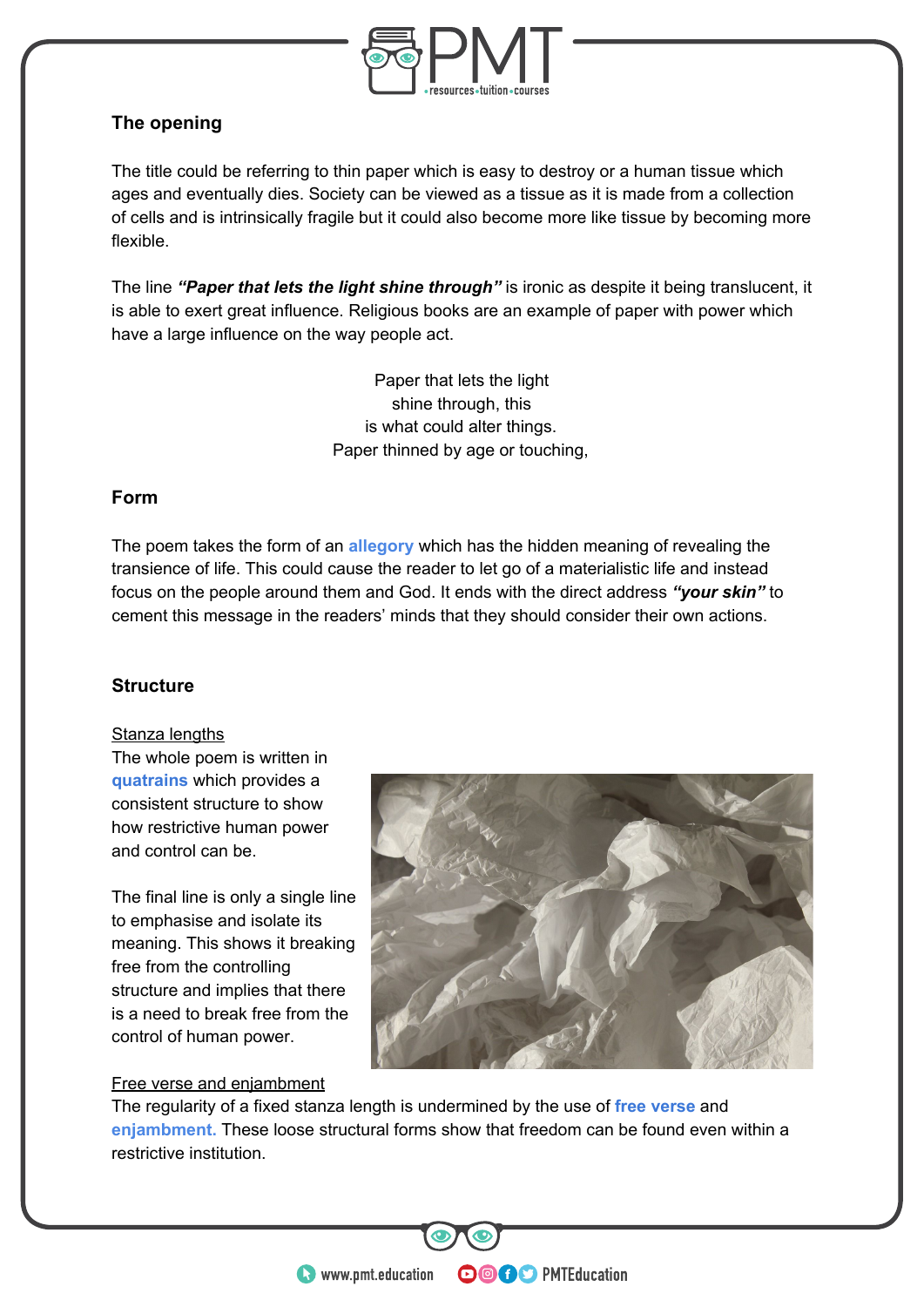### The opening

The title could be referring to thin paper which is easy to destroy or a human tissue which ages and eventually dies. Society can be viewed as a tissue as it is made from a collection of cells and is intrinsically fragile but it could also become more like tissue by becoming more flexible.

The line ***"Paper that lets the light shine through"*** is ironic as despite it being translucent, it is able to exert great influence. Religious books are an example of paper with power which have a large influence on the way people act.

Paper that lets the light
shine through, this
is what could alter things.
Paper thinned by age or touching,

### Form

The poem takes the form of an **allegory** which has the hidden meaning of revealing the transience of life. This could cause the reader to let go of a materialistic life and instead focus on the people around them and God. It ends with the direct address ***"your skin"*** to cement this message in the readers' minds that they should consider their own actions.

### Structure

Stanza lengths

The whole poem is written in **quatrains** which provides a consistent structure to show how restrictive human power and control can be.

The final line is only a single line to emphasise and isolate its meaning. This shows it breaking free from the controlling structure and implies that there is a need to break free from the control of human power.

Free verse and enjambment

The regularity of a fixed stanza length is undermined by the use of **free verse** and **enjambment.** These loose structural forms show that freedom can be found even within a restrictive institution.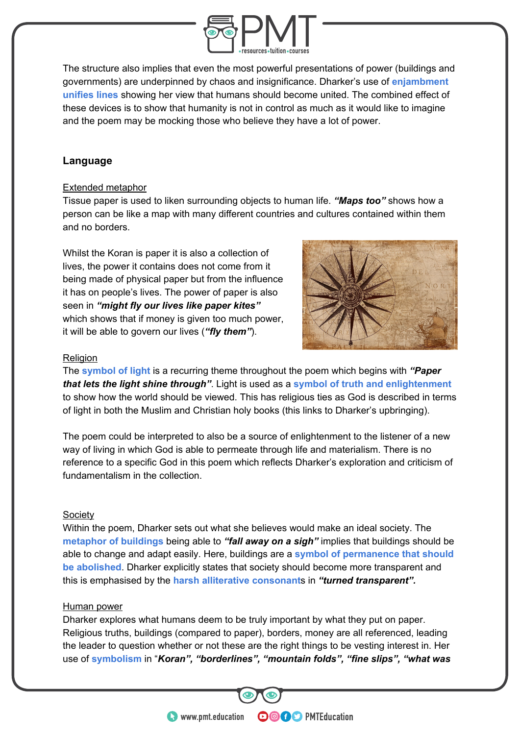The structure also implies that even the most powerful presentations of power (buildings and governments) are underpinned by chaos and insignificance. Dharker's use of **enjambment unifies lines** showing her view that humans should become united. The combined effect of these devices is to show that humanity is not in control as much as it would like to imagine and the poem may be mocking those who believe they have a lot of power.

## Language

### Extended metaphor

Tissue paper is used to liken surrounding objects to human life. ***"Maps too"*** shows how a person can be like a map with many different countries and cultures contained within them and no borders.

Whilst the Koran is paper it is also a collection of lives, the power it contains does not come from it being made of physical paper but from the influence it has on people's lives. The power of paper is also seen in ***"might fly our lives like paper kites"*** which shows that if money is given too much power, it will be able to govern our lives (***"fly them"***).

### Religion

The **symbol of light** is a recurring theme throughout the poem which begins with ***"Paper that lets the light shine through"***. Light is used as a **symbol of truth and enlightenment** to show how the world should be viewed. This has religious ties as God is described in terms of light in both the Muslim and Christian holy books (this links to Dharker's upbringing).

The poem could be interpreted to also be a source of enlightenment to the listener of a new way of living in which God is able to permeate through life and materialism. There is no reference to a specific God in this poem which reflects Dharker's exploration and criticism of fundamentalism in the collection.

### Society

Within the poem, Dharker sets out what she believes would make an ideal society. The **metaphor of buildings** being able to ***"fall away on a sigh"*** implies that buildings should be able to change and adapt easily. Here, buildings are a **symbol of permanence that should be abolished**. Dharker explicitly states that society should become more transparent and this is emphasised by the **harsh alliterative consonant**s in ***"turned transparent".***

### Human power

Dharker explores what humans deem to be truly important by what they put on paper. Religious truths, buildings (compared to paper), borders, money are all referenced, leading the leader to question whether or not these are the right things to be vesting interest in. Her use of **symbolism** in "***Koran", "borderlines", "mountain folds", "fine slips", "what was***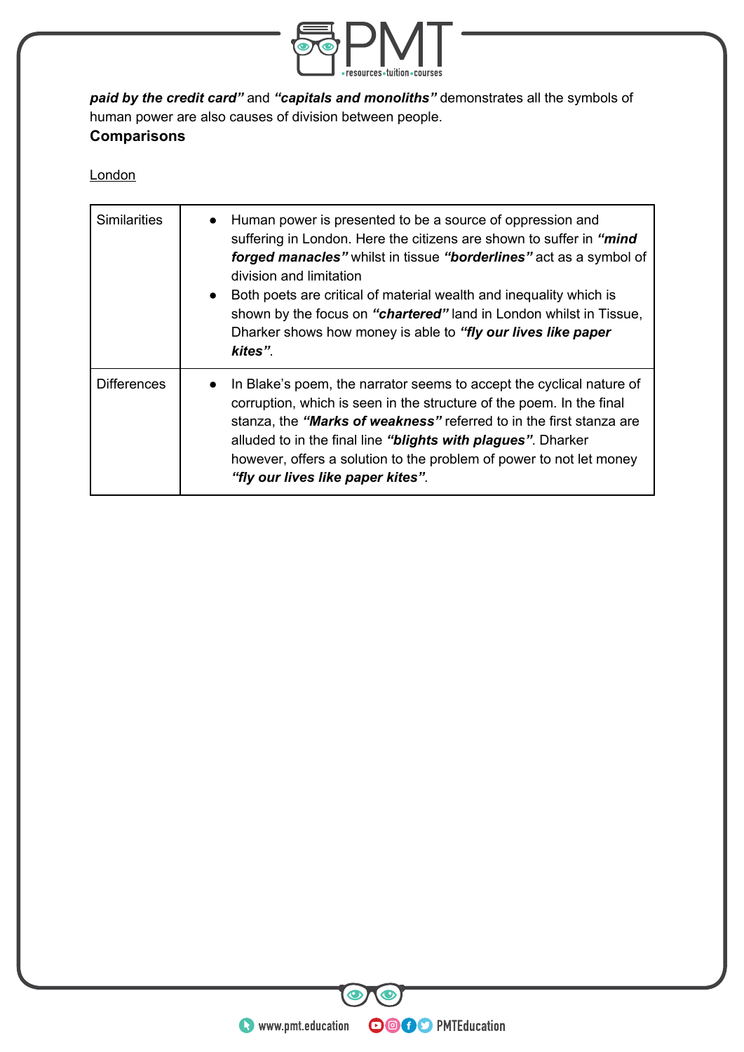***paid by the credit card"*** and ***"capitals and monoliths"*** demonstrates all the symbols of human power are also causes of division between people.

**Comparisons**

<u>London</u>

| | |
|---|---|
| Similarities | • Human power is presented to be a source of oppression and suffering in London. Here the citizens are shown to suffer in ***"mind forged manacles"*** whilst in tissue ***"borderlines"*** act as a symbol of division and limitation<br>• Both poets are critical of material wealth and inequality which is shown by the focus on ***"chartered"*** land in London whilst in Tissue, Dharker shows how money is able to ***"fly our lives like paper kites"***. |
| Differences | • In Blake's poem, the narrator seems to accept the cyclical nature of corruption, which is seen in the structure of the poem. In the final stanza, the ***"Marks of weakness"*** referred to in the first stanza are alluded to in the final line ***"blights with plagues"***. Dharker however, offers a solution to the problem of power to not let money ***"fly our lives like paper kites"***. |